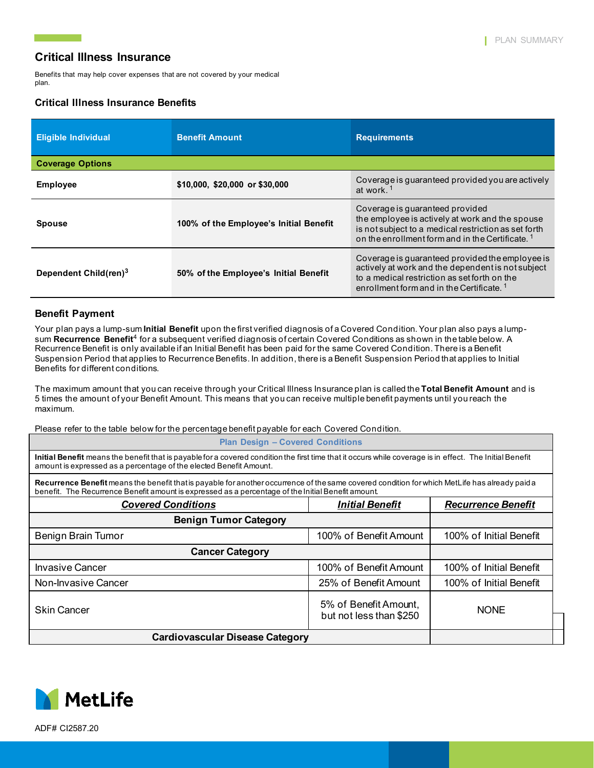## Critical Illness Insurance

Benefits that may help cover expenses that are not covered by your medical plan.

### Critical Illness Insurance Benefits

| Eligible Individual | Benefit Amount | Requirements |
|---|---|---|
| **Coverage Options** | | |
| **Employee** | **$10,000, $20,000 or $30,000** | Coverage is guaranteed provided you are actively at work. [1] |
| **Spouse** | **100% of the Employee's Initial Benefit** | Coverage is guaranteed provided the employee is actively at work and the spouse is not subject to a medical restriction as set forth on the enrollment form and in the Certificate. [1] |
| **Dependent Child(ren)[3]** | **50% of the Employee's Initial Benefit** | Coverage is guaranteed provided the employee is actively at work and the dependent is not subject to a medical restriction as set forth on the enrollment form and in the Certificate. [1] |

### Benefit Payment

Your plan pays a lump-sum **Initial Benefit** upon the first verified diagnosis of a Covered Condition. Your plan also pays a lump-sum **Recurrence Benefit**[4] for a subsequent verified diagnosis of certain Covered Conditions as shown in the table below. A Recurrence Benefit is only available if an Initial Benefit has been paid for the same Covered Condition. There is a Benefit Suspension Period that applies to Recurrence Benefits. In addition, there is a Benefit Suspension Period that applies to Initial Benefits for different conditions.

The maximum amount that you can receive through your Critical Illness Insurance plan is called the **Total Benefit Amount** and is 5 times the amount of your Benefit Amount. This means that you can receive multiple benefit payments until you reach the maximum.

Please refer to the table below for the percentage benefit payable for each Covered Condition.

**Plan Design – Covered Conditions**

**Initial Benefit** means the benefit that is payable for a covered condition the first time that it occurs while coverage is in effect. The Initial Benefit amount is expressed as a percentage of the elected Benefit Amount.

**Recurrence Benefit** means the benefit that is payable for another occurrence of the same covered condition for which MetLife has already paid a benefit. The Recurrence Benefit amount is expressed as a percentage of the Initial Benefit amount.

| ***Covered Conditions*** | ***Initial Benefit*** | ***Recurrence Benefit*** |
|---|---|---|
| **Benign Tumor Category** | | |
| Benign Brain Tumor | 100% of Benefit Amount | 100% of Initial Benefit |
| **Cancer Category** | | |
| Invasive Cancer | 100% of Benefit Amount | 100% of Initial Benefit |
| Non-Invasive Cancer | 25% of Benefit Amount | 100% of Initial Benefit |
| Skin Cancer | 5% of Benefit Amount, but not less than $250 | NONE |
| **Cardiovascular Disease Category** | | |

ADF# CI2587.20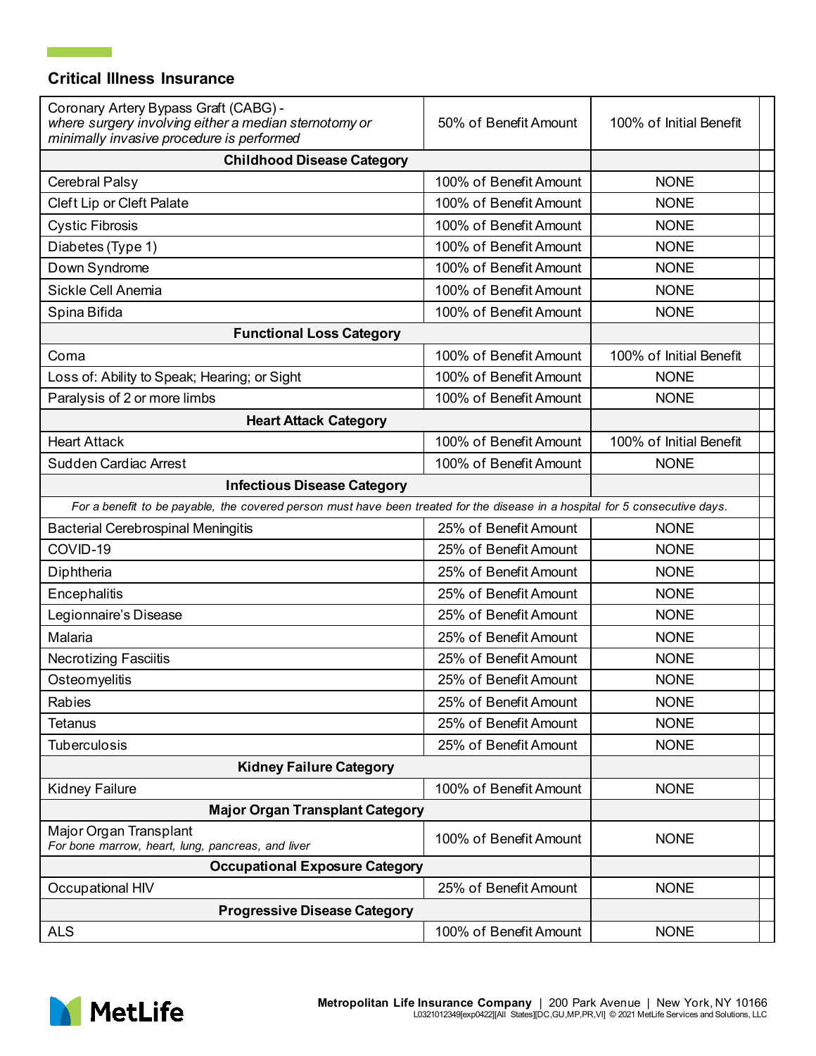## Critical Illness Insurance

| | | |
|---|---|---|
| Coronary Artery Bypass Graft (CABG) - *where surgery involving either a median sternotomy or minimally invasive procedure is performed* | 50% of Benefit Amount | 100% of Initial Benefit |
| **Childhood Disease Category** | | |
| Cerebral Palsy | 100% of Benefit Amount | NONE |
| Cleft Lip or Cleft Palate | 100% of Benefit Amount | NONE |
| Cystic Fibrosis | 100% of Benefit Amount | NONE |
| Diabetes (Type 1) | 100% of Benefit Amount | NONE |
| Down Syndrome | 100% of Benefit Amount | NONE |
| Sickle Cell Anemia | 100% of Benefit Amount | NONE |
| Spina Bifida | 100% of Benefit Amount | NONE |
| **Functional Loss Category** | | |
| Coma | 100% of Benefit Amount | 100% of Initial Benefit |
| Loss of: Ability to Speak; Hearing; or Sight | 100% of Benefit Amount | NONE |
| Paralysis of 2 or more limbs | 100% of Benefit Amount | NONE |
| **Heart Attack Category** | | |
| Heart Attack | 100% of Benefit Amount | 100% of Initial Benefit |
| Sudden Cardiac Arrest | 100% of Benefit Amount | NONE |
| **Infectious Disease Category** | | |
| *For a benefit to be payable, the covered person must have been treated for the disease in a hospital for 5 consecutive days.* | | |
| Bacterial Cerebrospinal Meningitis | 25% of Benefit Amount | NONE |
| COVID-19 | 25% of Benefit Amount | NONE |
| Diphtheria | 25% of Benefit Amount | NONE |
| Encephalitis | 25% of Benefit Amount | NONE |
| Legionnaire's Disease | 25% of Benefit Amount | NONE |
| Malaria | 25% of Benefit Amount | NONE |
| Necrotizing Fasciitis | 25% of Benefit Amount | NONE |
| Osteomyelitis | 25% of Benefit Amount | NONE |
| Rabies | 25% of Benefit Amount | NONE |
| Tetanus | 25% of Benefit Amount | NONE |
| Tuberculosis | 25% of Benefit Amount | NONE |
| **Kidney Failure Category** | | |
| Kidney Failure | 100% of Benefit Amount | NONE |
| **Major Organ Transplant Category** | | |
| Major Organ Transplant *For bone marrow, heart, lung, pancreas, and liver* | 100% of Benefit Amount | NONE |
| **Occupational Exposure Category** | | |
| Occupational HIV | 25% of Benefit Amount | NONE |
| **Progressive Disease Category** | | |
| ALS | 100% of Benefit Amount | NONE |

**Metropolitan Life Insurance Company** | 200 Park Avenue | New York, NY 10166
L0321012349[exp0422][All States][DC,GU,MP,PR,VI] © 2021 MetLife Services and Solutions, LLC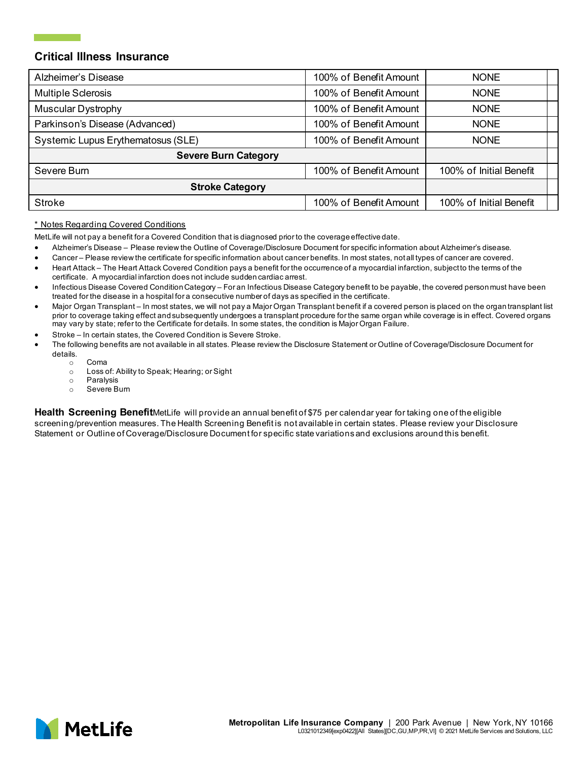## Critical Illness Insurance

| | | | |
|---|---|---|---|
| Alzheimer's Disease | 100% of Benefit Amount | NONE | |
| Multiple Sclerosis | 100% of Benefit Amount | NONE | |
| Muscular Dystrophy | 100% of Benefit Amount | NONE | |
| Parkinson's Disease (Advanced) | 100% of Benefit Amount | NONE | |
| Systemic Lupus Erythematosus (SLE) | 100% of Benefit Amount | NONE | |
| **Severe Burn Category** | | | |
| Severe Burn | 100% of Benefit Amount | 100% of Initial Benefit | |
| **Stroke Category** | | | |
| Stroke | 100% of Benefit Amount | 100% of Initial Benefit | |

<u>* Notes Regarding Covered Conditions</u>

MetLife will not pay a benefit for a Covered Condition that is diagnosed prior to the coverage effective date.

- Alzheimer's Disease – Please review the Outline of Coverage/Disclosure Document for specific information about Alzheimer's disease.
- Cancer – Please review the certificate for specific information about cancer benefits. In most states, not all types of cancer are covered.
- Heart Attack – The Heart Attack Covered Condition pays a benefit for the occurrence of a myocardial infarction, subject to the terms of the certificate. A myocardial infarction does not include sudden cardiac arrest.
- Infectious Disease Covered Condition Category – For an Infectious Disease Category benefit to be payable, the covered person must have been treated for the disease in a hospital for a consecutive number of days as specified in the certificate.
- Major Organ Transplant – In most states, we will not pay a Major Organ Transplant benefit if a covered person is placed on the organ transplant list prior to coverage taking effect and subsequently undergoes a transplant procedure for the same organ while coverage is in effect. Covered organs may vary by state; refer to the Certificate for details. In some states, the condition is Major Organ Failure.
- Stroke – In certain states, the Covered Condition is Severe Stroke.
- The following benefits are not available in all states. Please review the Disclosure Statement or Outline of Coverage/Disclosure Document for details.
  - Coma
  - Loss of: Ability to Speak; Hearing; or Sight
  - Paralysis
  - Severe Burn

**Health Screening Benefit** MetLife will provide an annual benefit of $75 per calendar year for taking one of the eligible screening/prevention measures. The Health Screening Benefit is not available in certain states. Please review your Disclosure Statement or Outline of Coverage/Disclosure Document for specific state variations and exclusions around this benefit.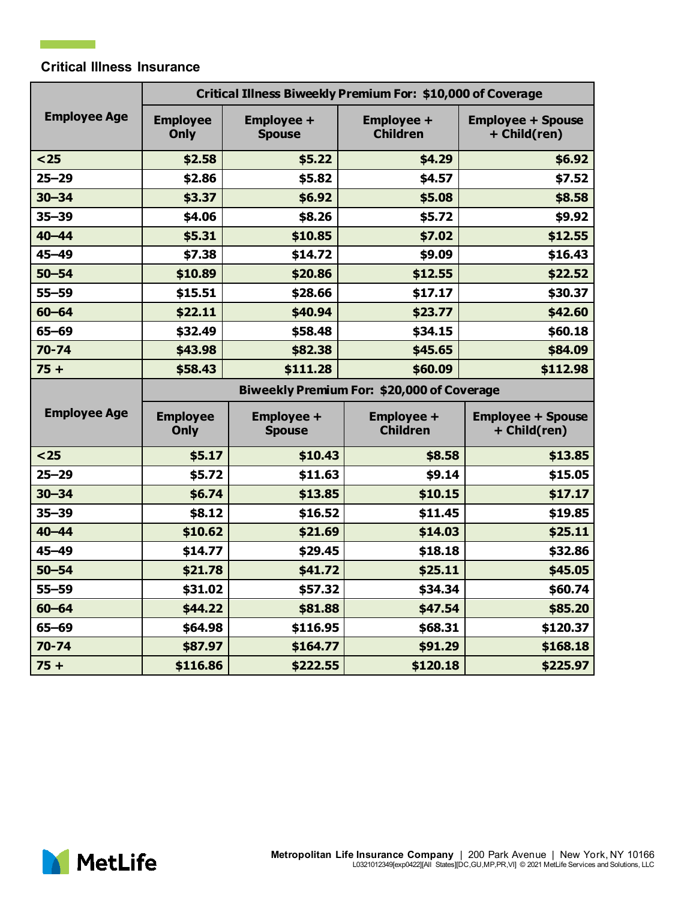## Critical Illness Insurance

| Employee Age | Critical Illness Biweekly Premium For: $10,000 of Coverage | | | |
|---|---|---|---|---|
| | Employee Only | Employee + Spouse | Employee + Children | Employee + Spouse + Child(ren) |
| <25 | $2.58 | $5.22 | $4.29 | $6.92 |
| 25–29 | $2.86 | $5.82 | $4.57 | $7.52 |
| 30–34 | $3.37 | $6.92 | $5.08 | $8.58 |
| 35–39 | $4.06 | $8.26 | $5.72 | $9.92 |
| 40–44 | $5.31 | $10.85 | $7.02 | $12.55 |
| 45–49 | $7.38 | $14.72 | $9.09 | $16.43 |
| 50–54 | $10.89 | $20.86 | $12.55 | $22.52 |
| 55–59 | $15.51 | $28.66 | $17.17 | $30.37 |
| 60–64 | $22.11 | $40.94 | $23.77 | $42.60 |
| 65–69 | $32.49 | $58.48 | $34.15 | $60.18 |
| 70-74 | $43.98 | $82.38 | $45.65 | $84.09 |
| 75 + | $58.43 | $111.28 | $60.09 | $112.98 |

| Employee Age | Biweekly Premium For: $20,000 of Coverage | | | |
|---|---|---|---|---|
| | Employee Only | Employee + Spouse | Employee + Children | Employee + Spouse + Child(ren) |
| <25 | $5.17 | $10.43 | $8.58 | $13.85 |
| 25–29 | $5.72 | $11.63 | $9.14 | $15.05 |
| 30–34 | $6.74 | $13.85 | $10.15 | $17.17 |
| 35–39 | $8.12 | $16.52 | $11.45 | $19.85 |
| 40–44 | $10.62 | $21.69 | $14.03 | $25.11 |
| 45–49 | $14.77 | $29.45 | $18.18 | $32.86 |
| 50–54 | $21.78 | $41.72 | $25.11 | $45.05 |
| 55–59 | $31.02 | $57.32 | $34.34 | $60.74 |
| 60–64 | $44.22 | $81.88 | $47.54 | $85.20 |
| 65–69 | $64.98 | $116.95 | $68.31 | $120.37 |
| 70-74 | $87.97 | $164.77 | $91.29 | $168.18 |
| 75 + | $116.86 | $222.55 | $120.18 | $225.97 |

MetLife

**Metropolitan Life Insurance Company** | 200 Park Avenue | New York, NY 10166
L0321012349[exp0422][All States][DC,GU,MP,PR,VI] © 2021 MetLife Services and Solutions, LLC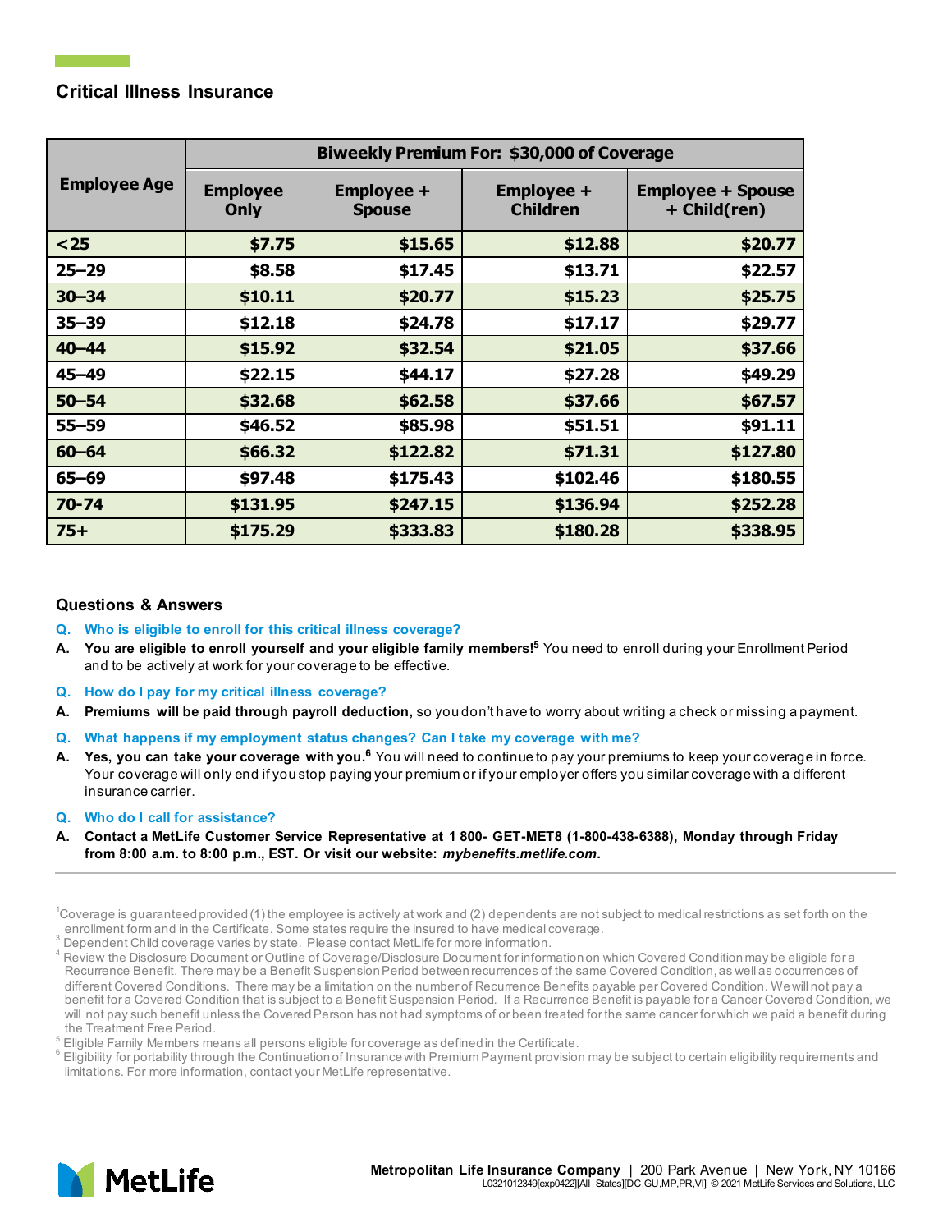## Critical Illness Insurance

| Employee Age | Biweekly Premium For: $30,000 of Coverage | | | |
|---|---|---|---|---|
| | Employee Only | Employee + Spouse | Employee + Children | Employee + Spouse + Child(ren) |
| <25 | $7.75 | $15.65 | $12.88 | $20.77 |
| 25–29 | $8.58 | $17.45 | $13.71 | $22.57 |
| 30–34 | $10.11 | $20.77 | $15.23 | $25.75 |
| 35–39 | $12.18 | $24.78 | $17.17 | $29.77 |
| 40–44 | $15.92 | $32.54 | $21.05 | $37.66 |
| 45–49 | $22.15 | $44.17 | $27.28 | $49.29 |
| 50–54 | $32.68 | $62.58 | $37.66 | $67.57 |
| 55–59 | $46.52 | $85.98 | $51.51 | $91.11 |
| 60–64 | $66.32 | $122.82 | $71.31 | $127.80 |
| 65–69 | $97.48 | $175.43 | $102.46 | $180.55 |
| 70-74 | $131.95 | $247.15 | $136.94 | $252.28 |
| 75+ | $175.29 | $333.83 | $180.28 | $338.95 |

### Questions & Answers

**Q. Who is eligible to enroll for this critical illness coverage?**

**A. You are eligible to enroll yourself and your eligible family members![5]** You need to enroll during your Enrollment Period and to be actively at work for your coverage to be effective.

**Q. How do I pay for my critical illness coverage?**

**A. Premiums will be paid through payroll deduction,** so you don't have to worry about writing a check or missing a payment.

**Q. What happens if my employment status changes? Can I take my coverage with me?**

**A. Yes, you can take your coverage with you.[6]** You will need to continue to pay your premiums to keep your coverage in force. Your coverage will only end if you stop paying your premium or if your employer offers you similar coverage with a different insurance carrier.

**Q. Who do I call for assistance?**

**A. Contact a MetLife Customer Service Representative at 1 800- GET-MET8 (1-800-438-6388), Monday through Friday from 8:00 a.m. to 8:00 p.m., EST. Or visit our website: *mybenefits.metlife.com*.**

---

[1] Coverage is guaranteed provided (1) the employee is actively at work and (2) dependents are not subject to medical restrictions as set forth on the enrollment form and in the Certificate. Some states require the insured to have medical coverage.

[3] Dependent Child coverage varies by state. Please contact MetLife for more information.

[4] Review the Disclosure Document or Outline of Coverage/Disclosure Document for information on which Covered Condition may be eligible for a Recurrence Benefit. There may be a Benefit Suspension Period between recurrences of the same Covered Condition, as well as occurrences of different Covered Conditions. There may be a limitation on the number of Recurrence Benefits payable per Covered Condition. We will not pay a benefit for a Covered Condition that is subject to a Benefit Suspension Period. If a Recurrence Benefit is payable for a Cancer Covered Condition, we will not pay such benefit unless the Covered Person has not had symptoms of or been treated for the same cancer for which we paid a benefit during the Treatment Free Period.

[5] Eligible Family Members means all persons eligible for coverage as defined in the Certificate.

[6] Eligibility for portability through the Continuation of Insurance with Premium Payment provision may be subject to certain eligibility requirements and limitations. For more information, contact your MetLife representative.

MetLife

**Metropolitan Life Insurance Company** | 200 Park Avenue | New York, NY 10166
L0321012349[exp0422][All States][DC,GU,MP,PR,VI] © 2021 MetLife Services and Solutions, LLC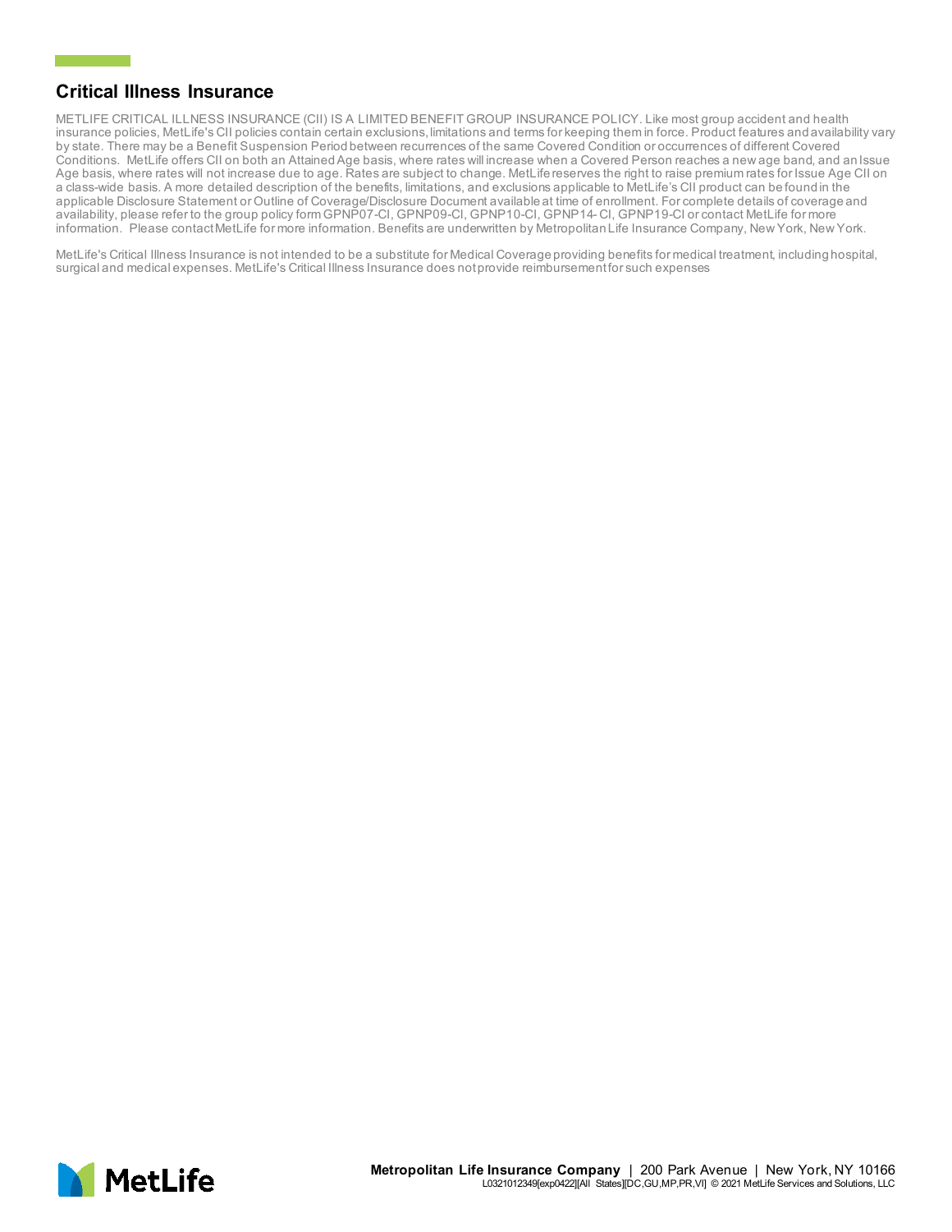## Critical Illness Insurance

METLIFE CRITICAL ILLNESS INSURANCE (CII) IS A LIMITED BENEFIT GROUP INSURANCE POLICY. Like most group accident and health insurance policies, MetLife's CII policies contain certain exclusions, limitations and terms for keeping them in force. Product features and availability vary by state. There may be a Benefit Suspension Period between recurrences of the same Covered Condition or occurrences of different Covered Conditions. MetLife offers CII on both an Attained Age basis, where rates will increase when a Covered Person reaches a new age band, and an Issue Age basis, where rates will not increase due to age. Rates are subject to change. MetLife reserves the right to raise premium rates for Issue Age CII on a class-wide basis. A more detailed description of the benefits, limitations, and exclusions applicable to MetLife's CII product can be found in the applicable Disclosure Statement or Outline of Coverage/Disclosure Document available at time of enrollment. For complete details of coverage and availability, please refer to the group policy form GPNP07-CI, GPNP09-CI, GPNP10-CI, GPNP14- CI, GPNP19-CI or contact MetLife for more information. Please contact MetLife for more information. Benefits are underwritten by Metropolitan Life Insurance Company, New York, New York.

MetLife's Critical Illness Insurance is not intended to be a substitute for Medical Coverage providing benefits for medical treatment, including hospital, surgical and medical expenses. MetLife's Critical Illness Insurance does not provide reimbursement for such expenses

MetLife

**Metropolitan Life Insurance Company** | 200 Park Avenue | New York, NY 10166
L0321012349[exp0422][All States][DC,GU,MP,PR,VI] © 2021 MetLife Services and Solutions, LLC